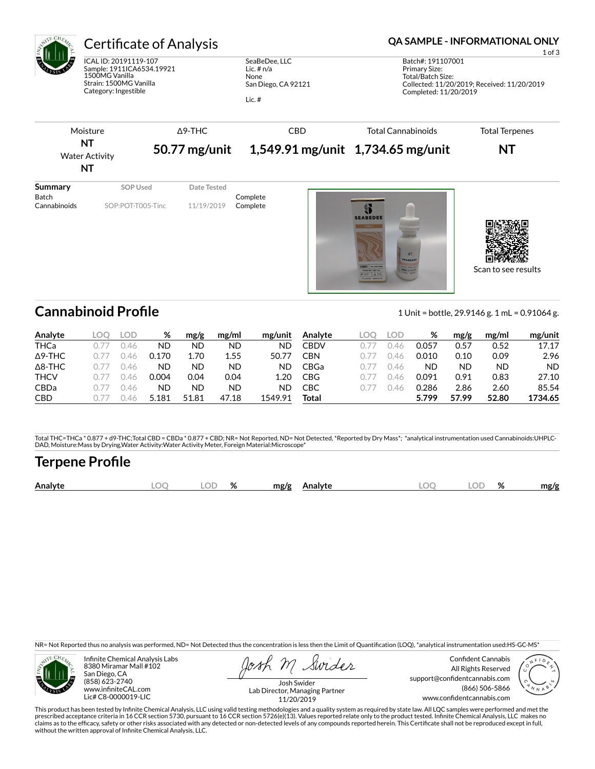# Certificate of Analysis

**QA SAMPLE - INFORMATIONAL ONLY**

ICAL ID: 20191119-107
Sample: 1911ICA6534.19921
1500MG Vanilla
Strain: 1500MG Vanilla
Category: Ingestible

SeaBeDee, LLC
Lic. # n/a
None
San Diego, CA 92121

Lic. #

Batch#: 191107001
Primary Size:
Total/Batch Size:
Collected: 11/20/2019; Received: 11/20/2019
Completed: 11/20/2019

| Moisture | Δ9-THC | CBD | Total Cannabinoids | Total Terpenes |
|---|---|---|---|---|
| **NT** | **50.77 mg/unit** | **1,549.91 mg/unit** | **1,734.65 mg/unit** | **NT** |
| Water Activity | | | | |
| **NT** | | | | |

| **Summary** | SOP Used | Date Tested | |
|---|---|---|---|
| Batch | | | Complete |
| Cannabinoids | SOP:POT-T005-Tinc | 11/19/2019 | Complete |

Scan to see results

## Cannabinoid Profile

1 Unit = bottle, 29.9146 g. 1 mL = 0.91064 g.

| Analyte | LOQ | LOD | % | mg/g | mg/ml | mg/unit |
|---|---|---|---|---|---|---|
| THCa | 0.77 | 0.46 | ND | ND | ND | ND |
| Δ9-THC | 0.77 | 0.46 | 0.170 | 1.70 | 1.55 | 50.77 |
| Δ8-THC | 0.77 | 0.46 | ND | ND | ND | ND |
| THCV | 0.77 | 0.46 | 0.004 | 0.04 | 0.04 | 1.20 |
| CBDa | 0.77 | 0.46 | ND | ND | ND | ND |
| CBD | 0.77 | 0.46 | 5.181 | 51.81 | 47.18 | 1549.91 |
| CBDV | 0.77 | 0.46 | 0.057 | 0.57 | 0.52 | 17.17 |
| CBN | 0.77 | 0.46 | 0.010 | 0.10 | 0.09 | 2.96 |
| CBGa | 0.77 | 0.46 | ND | ND | ND | ND |
| CBG | 0.77 | 0.46 | 0.091 | 0.91 | 0.83 | 27.10 |
| CBC | 0.77 | 0.46 | 0.286 | 2.86 | 2.60 | 85.54 |
| **Total** | | | **5.799** | **57.99** | **52.80** | **1734.65** |

Total THC=THCa * 0.877 + d9-THC;Total CBD = CBDa * 0.877 + CBD; NR= Not Reported, ND= Not Detected, *Reported by Dry Mass*; *analytical instrumentation used Cannabinoids:UHPLC-DAD, Moisture:Mass by Drying,Water Activity:Water Activity Meter, Foreign Material:Microscope*

## Terpene Profile

| Analyte | LOQ | LOD | % | mg/g | Analyte | LOQ | LOD | % | mg/g |
|---|---|---|---|---|---|---|---|---|---|

NR= Not Reported thus no analysis was performed, ND= Not Detected thus the concentration is less then the Limit of Quantification (LOQ), *analytical instrumentation used:HS-GC-MS*

Infinite Chemical Analysis Labs
8380 Miramar Mall #102
San Diego, CA
(858) 623-2740
www.infiniteCAL.com
Lic# C8-0000019-LIC

Josh Swider
Lab Director, Managing Partner
11/20/2019

Confident Cannabis
All Rights Reserved
support@confidentcannabis.com
(866) 506-5866
www.confidentcannabis.com

This product has been tested by Infinite Chemical Analysis, LLC using valid testing methodologies and a quality system as required by state law. All LQC samples were performed and met the prescribed acceptance criteria in 16 CCR section 5730, pursuant to 16 CCR section 5726(e)(13). Values reported relate only to the product tested. Infinite Chemical Analysis, LLC makes no claims as to the efficacy, safety or other risks associated with any detected or non-detected levels of any compounds reported herein. This Certificate shall not be reproduced except in full, without the written approval of Infinite Chemical Analysis, LLC.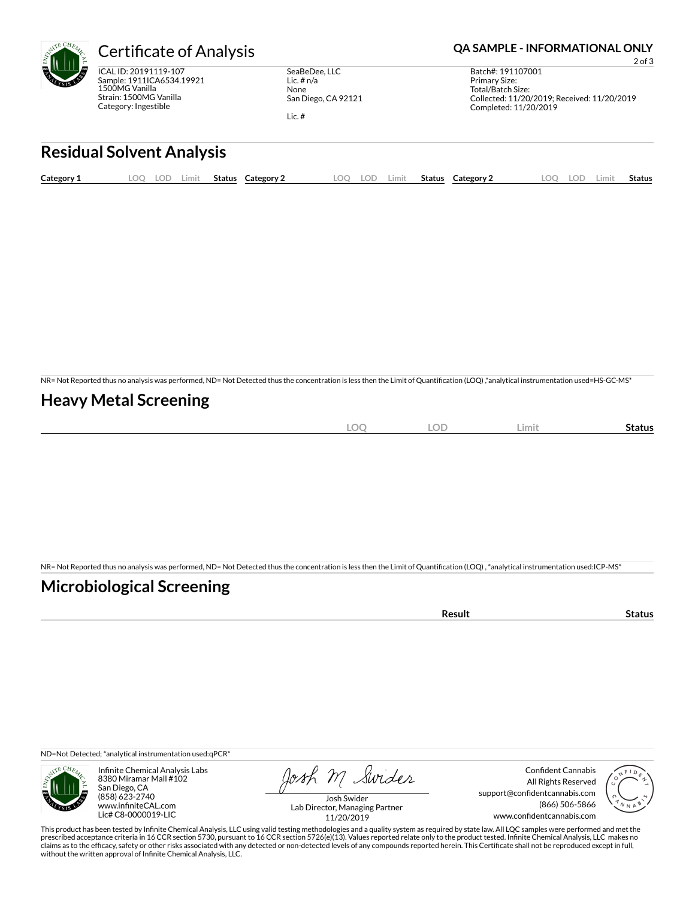# Certificate of Analysis

**QA SAMPLE - INFORMATIONAL ONLY**

ICAL ID: 20191119-107
Sample: 1911ICA6534.19921
1500MG Vanilla
Strain: 1500MG Vanilla
Category: Ingestible

SeaBeDee, LLC
Lic. # n/a
None
San Diego, CA 92121

Lic. #

Batch#: 191107001
Primary Size:
Total/Batch Size:
Collected: 11/20/2019; Received: 11/20/2019
Completed: 11/20/2019

## Residual Solvent Analysis

| Category 1 | LOQ | LOD | Limit | Status | Category 2 | LOQ | LOD | Limit | Status | Category 2 | LOQ | LOD | Limit | Status |
|---|---|---|---|---|---|---|---|---|---|---|---|---|---|---|

NR= Not Reported thus no analysis was performed, ND= Not Detected thus the concentration is less then the Limit of Quantification (LOQ) ,*analytical instrumentation used=HS-GC-MS*

## Heavy Metal Screening

| | LOQ | LOD | Limit | Status |
|---|---|---|---|---|

NR= Not Reported thus no analysis was performed, ND= Not Detected thus the concentration is less then the Limit of Quantification (LOQ) , *analytical instrumentation used:ICP-MS*

## Microbiological Screening

| | Result | Status |
|---|---|---|

ND=Not Detected; *analytical instrumentation used:qPCR*

Infinite Chemical Analysis Labs
8380 Miramar Mall #102
San Diego, CA
(858) 623-2740
www.infiniteCAL.com
Lic# C8-0000019-LIC

Josh Swider
Lab Director, Managing Partner
11/20/2019

Confident Cannabis
All Rights Reserved
support@confidentcannabis.com
(866) 506-5866
www.confidentcannabis.com

This product has been tested by Infinite Chemical Analysis, LLC using valid testing methodologies and a quality system as required by state law. All LQC samples were performed and met the prescribed acceptance criteria in 16 CCR section 5730, pursuant to 16 CCR section 5726(e)(13). Values reported relate only to the product tested. Infinite Chemical Analysis, LLC makes no claims as to the efficacy, safety or other risks associated with any detected or non-detected levels of any compounds reported herein. This Certificate shall not be reproduced except in full, without the written approval of Infinite Chemical Analysis, LLC.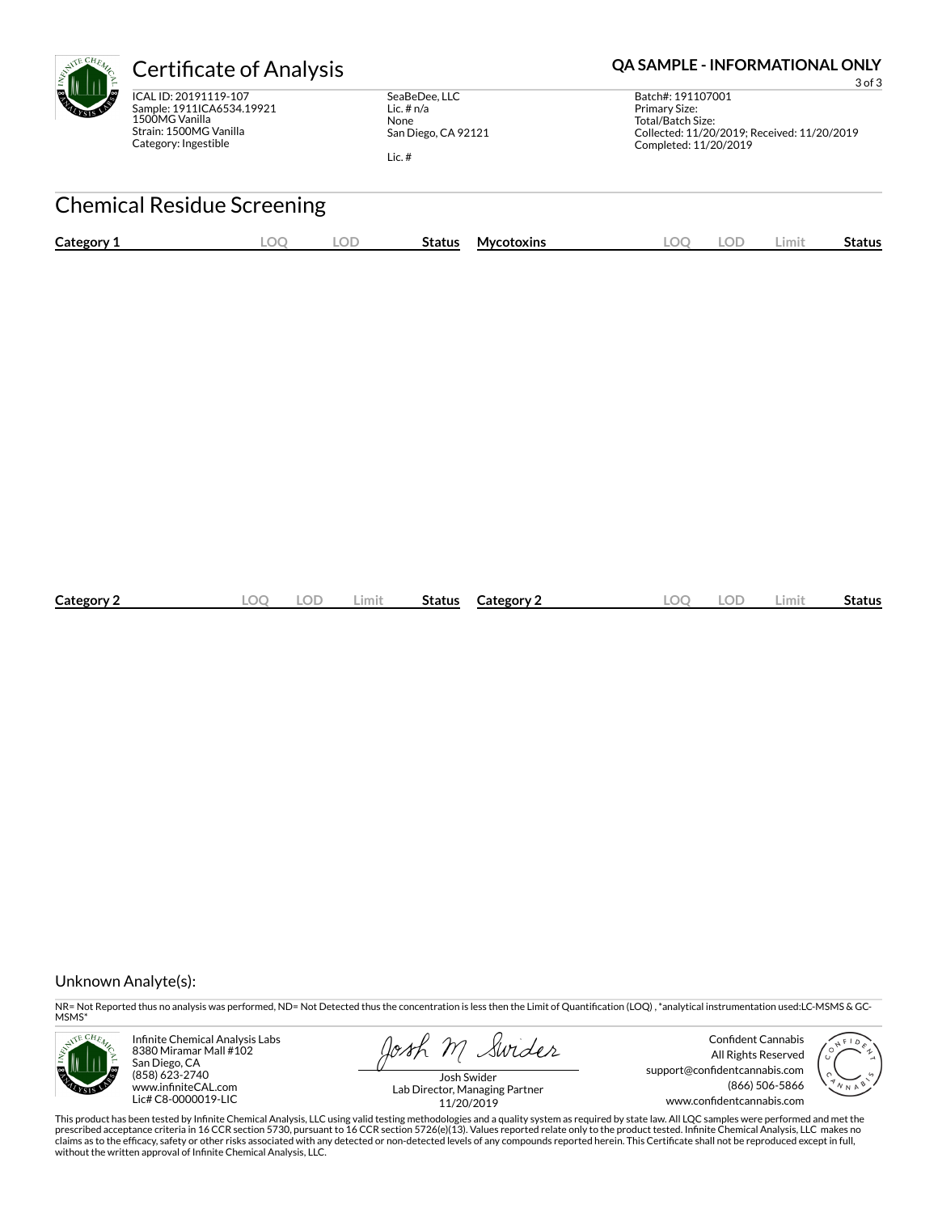# Certificate of Analysis

**QA SAMPLE - INFORMATIONAL ONLY**

ICAL ID: 20191119-107
Sample: 1911ICA6534.19921
1500MG Vanilla
Strain: 1500MG Vanilla
Category: Ingestible

SeaBeDee, LLC
Lic. # n/a
None
San Diego, CA 92121

Lic. #

Batch#: 191107001
Primary Size:
Total/Batch Size:
Collected: 11/20/2019; Received: 11/20/2019
Completed: 11/20/2019

## Chemical Residue Screening

| Category 1 | LOQ | LOD | Status |
|---|---|---|---|

| Mycotoxins | LOQ | LOD | Limit | Status |
|---|---|---|---|---|

| Category 2 | LOQ | LOD | Limit | Status |
|---|---|---|---|---|

| Category 2 | LOQ | LOD | Limit | Status |
|---|---|---|---|---|

Unknown Analyte(s):

NR= Not Reported thus no analysis was performed, ND= Not Detected thus the concentration is less then the Limit of Quantification (LOQ) , *analytical instrumentation used:LC-MSMS & GC-MSMS*

Infinite Chemical Analysis Labs
8380 Miramar Mall #102
San Diego, CA
(858) 623-2740
www.infiniteCAL.com
Lic# C8-0000019-LIC

Josh Swider
Lab Director, Managing Partner
11/20/2019

Confident Cannabis
All Rights Reserved
support@confidentcannabis.com
(866) 506-5866
www.confidentcannabis.com

This product has been tested by Infinite Chemical Analysis, LLC using valid testing methodologies and a quality system as required by state law. All LQC samples were performed and met the prescribed acceptance criteria in 16 CCR section 5730, pursuant to 16 CCR section 5726(e)(13). Values reported relate only to the product tested. Infinite Chemical Analysis, LLC makes no claims as to the efficacy, safety or other risks associated with any detected or non-detected levels of any compounds reported herein. This Certificate shall not be reproduced except in full, without the written approval of Infinite Chemical Analysis, LLC.